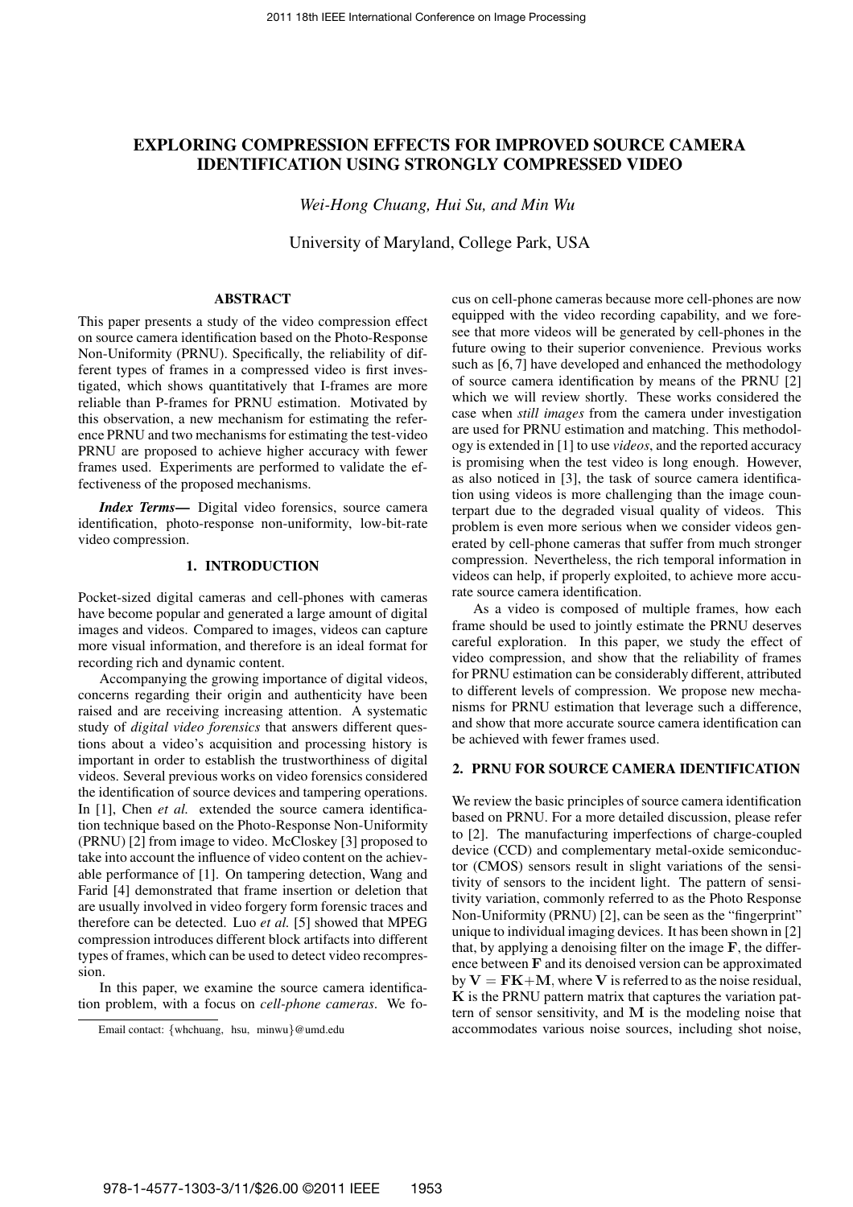# EXPLORING COMPRESSION EFFECTS FOR IMPROVED SOURCE CAMERA IDENTIFICATION USING STRONGLY COMPRESSED VIDEO

*Wei-Hong Chuang, Hui Su, and Min Wu*

University of Maryland, College Park, USA

## ABSTRACT

This paper presents a study of the video compression effect on source camera identification based on the Photo-Response Non-Uniformity (PRNU). Specifically, the reliability of different types of frames in a compressed video is first investigated, which shows quantitatively that I-frames are more reliable than P-frames for PRNU estimation. Motivated by this observation, a new mechanism for estimating the reference PRNU and two mechanisms for estimating the test-video PRNU are proposed to achieve higher accuracy with fewer frames used. Experiments are performed to validate the effectiveness of the proposed mechanisms.

***Index Terms*—** Digital video forensics, source camera identification, photo-response non-uniformity, low-bit-rate video compression.

## 1. INTRODUCTION

Pocket-sized digital cameras and cell-phones with cameras have become popular and generated a large amount of digital images and videos. Compared to images, videos can capture more visual information, and therefore is an ideal format for recording rich and dynamic content.

Accompanying the growing importance of digital videos, concerns regarding their origin and authenticity have been raised and are receiving increasing attention. A systematic study of *digital video forensics* that answers different questions about a video's acquisition and processing history is important in order to establish the trustworthiness of digital videos. Several previous works on video forensics considered the identification of source devices and tampering operations. In [1], Chen *et al.* extended the source camera identification technique based on the Photo-Response Non-Uniformity (PRNU) [2] from image to video. McCloskey [3] proposed to take into account the influence of video content on the achievable performance of [1]. On tampering detection, Wang and Farid [4] demonstrated that frame insertion or deletion that are usually involved in video forgery form forensic traces and therefore can be detected. Luo *et al.* [5] showed that MPEG compression introduces different block artifacts into different types of frames, which can be used to detect video recompression.

In this paper, we examine the source camera identification problem, with a focus on *cell-phone cameras*. We focus on cell-phone cameras because more cell-phones are now equipped with the video recording capability, and we foresee that more videos will be generated by cell-phones in the future owing to their superior convenience. Previous works such as [6, 7] have developed and enhanced the methodology of source camera identification by means of the PRNU [2] which we will review shortly. These works considered the case when *still images* from the camera under investigation are used for PRNU estimation and matching. This methodology is extended in [1] to use *videos*, and the reported accuracy is promising when the test video is long enough. However, as also noticed in [3], the task of source camera identification using videos is more challenging than the image counterpart due to the degraded visual quality of videos. This problem is even more serious when we consider videos generated by cell-phone cameras that suffer from much stronger compression. Nevertheless, the rich temporal information in videos can help, if properly exploited, to achieve more accurate source camera identification.

As a video is composed of multiple frames, how each frame should be used to jointly estimate the PRNU deserves careful exploration. In this paper, we study the effect of video compression, and show that the reliability of frames for PRNU estimation can be considerably different, attributed to different levels of compression. We propose new mechanisms for PRNU estimation that leverage such a difference, and show that more accurate source camera identification can be achieved with fewer frames used.

## 2. PRNU FOR SOURCE CAMERA IDENTIFICATION

We review the basic principles of source camera identification based on PRNU. For a more detailed discussion, please refer to [2]. The manufacturing imperfections of charge-coupled device (CCD) and complementary metal-oxide semiconductor (CMOS) sensors result in slight variations of the sensitivity of sensors to the incident light. The pattern of sensitivity variation, commonly referred to as the Photo Response Non-Uniformity (PRNU) [2], can be seen as the "fingerprint" unique to individual imaging devices. It has been shown in [2] that, by applying a denoising filter on the image $\mathbf{F}$, the difference between $\mathbf{F}$ and its denoised version can be approximated by $\mathbf{V} = \mathbf{FK}+\mathbf{M}$, where $\mathbf{V}$ is referred to as the noise residual, $\mathbf{K}$ is the PRNU pattern matrix that captures the variation pattern of sensor sensitivity, and $\mathbf{M}$ is the modeling noise that accommodates various noise sources, including shot noise,

Email contact: {whchuang, hsu, minwu}@umd.edu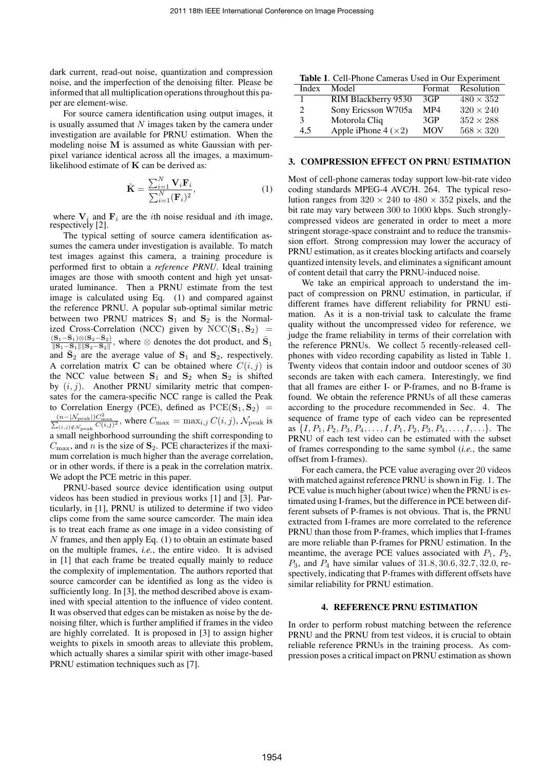dark current, read-out noise, quantization and compression noise, and the imperfection of the denoising filter. Please be informed that all multiplication operations throughout this paper are element-wise.

For source camera identification using output images, it is usually assumed that $N$ images taken by the camera under investigation are available for PRNU estimation. When the modeling noise $\mathbf{M}$ is assumed as white Gaussian with per-pixel variance identical across all the images, a maximum-likelihood estimate of $\mathbf{K}$ can be derived as:

$$\hat{\mathbf{K}} = \frac{\sum_{i=1}^{N} \mathbf{V}_i \mathbf{F}_i}{\sum_{i=1}^{N} (\mathbf{F}_i)^2}, \tag{1}$$

where $\mathbf{V}_i$ and $\mathbf{F}_i$ are the $i$th noise residual and $i$th image, respectively [2].

The typical setting of source camera identification assumes the camera under investigation is available. To match test images against this camera, a training procedure is performed first to obtain a *reference PRNU*. Ideal training images are those with smooth content and high yet unsaturated luminance. Then a PRNU estimate from the test image is calculated using Eq. (1) and compared against the reference PRNU. A popular sub-optimal similar metric between two PRNU matrices $\mathbf{S}_1$ and $\mathbf{S}_2$ is the Normalized Cross-Correlation (NCC) given by $\mathrm{NCC}(\mathbf{S}_1, \mathbf{S}_2) = \frac{(\mathbf{S}_1 - \bar{\mathbf{S}}_1) \otimes (\mathbf{S}_2 - \bar{\mathbf{S}}_2)}{\|\mathbf{S}_1 - \bar{\mathbf{S}}_1\| \|\mathbf{S}_2 - \bar{\mathbf{S}}_2\|}$, where $\otimes$ denotes the dot product, and $\bar{\mathbf{S}}_1$ and $\bar{\mathbf{S}}_2$ are the average value of $\mathbf{S}_1$ and $\mathbf{S}_2$, respectively. A correlation matrix $\mathbf{C}$ can be obtained where $C(i,j)$ is the NCC value between $\mathbf{S}_1$ and $\mathbf{S}_2$ when $\mathbf{S}_2$ is shifted by $(i,j)$. Another PRNU similarity metric that compensates for the camera-specific NCC range is called the Peak to Correlation Energy (PCE), defined as $\mathrm{PCE}(\mathbf{S}_1, \mathbf{S}_2) = \frac{(n - |\mathcal{N}_{\mathrm{peak}}|) C_{\max}^2}{\sum_{(i,j) \notin \mathcal{N}_{\mathrm{peak}}} C(i,j)^2}$, where $C_{\max} = \max_{i,j} C(i,j)$, $\mathcal{N}_{\mathrm{peak}}$ is a small neighborhood surrounding the shift corresponding to $C_{\max}$, and $n$ is the size of $\mathbf{S}_2$. PCE characterizes if the maximum correlation is much higher than the average correlation, or in other words, if there is a peak in the correlation matrix. We adopt the PCE metric in this paper.

PRNU-based source device identification using output videos has been studied in previous works [1] and [3]. Particularly, in [1], PRNU is utilized to determine if two video clips come from the same source camcorder. The main idea is to treat each frame as one image in a video consisting of $N$ frames, and then apply Eq. (1) to obtain an estimate based on the multiple frames, *i.e.*, the entire video. It is advised in [1] that each frame be treated equally mainly to reduce the complexity of implementation. The authors reported that source camcorder can be identified as long as the video is sufficiently long. In [3], the method described above is examined with special attention to the influence of video content. It was observed that edges can be mistaken as noise by the denoising filter, which is further amplified if frames in the video are highly correlated. It is proposed in [3] to assign higher weights to pixels in smooth areas to alleviate this problem, which actually shares a similar spirit with other image-based PRNU estimation techniques such as [7].

**Table 1**. Cell-Phone Cameras Used in Our Experiment

| Index | Model | Format | Resolution |
|---|---|---|---|
| 1 | RIM Blackberry 9530 | 3GP | $480 \times 352$ |
| 2 | Sony Ericsson W705a | MP4 | $320 \times 240$ |
| 3 | Motorola Cliq | 3GP | $352 \times 288$ |
| 4,5 | Apple iPhone 4 ($\times 2$) | MOV | $568 \times 320$ |

## 3. COMPRESSION EFFECT ON PRNU ESTIMATION

Most of cell-phone cameras today support low-bit-rate video coding standards MPEG-4 AVC/H. 264. The typical resolution ranges from $320 \times 240$ to $480 \times 352$ pixels, and the bit rate may vary between 300 to 1000 kbps. Such strongly-compressed videos are generated in order to meet a more stringent storage-space constraint and to reduce the transmission effort. Strong compression may lower the accuracy of PRNU estimation, as it creates blocking artifacts and coarsely quantized intensity levels, and eliminates a significant amount of content detail that carry the PRNU-induced noise.

We take an empirical approach to understand the impact of compression on PRNU estimation, in particular, if different frames have different reliability for PRNU estimation. As it is a non-trivial task to calculate the frame quality without the uncompressed video for reference, we judge the frame reliability in terms of their correlation with the reference PRNUs. We collect 5 recently-released cell-phones with video recording capability as listed in Table 1. Twenty videos that contain indoor and outdoor scenes of 30 seconds are taken with each camera. Interestingly, we find that all frames are either I- or P-frames, and no B-frame is found. We obtain the reference PRNUs of all these cameras according to the procedure recommended in Sec. 4. The sequence of frame type of each video can be represented as $\{I, P_1, P_2, P_3, P_4, \ldots, I, P_1, P_2, P_3, P_4, \ldots, I, \ldots\}$. The PRNU of each test video can be estimated with the subset of frames corresponding to the same symbol (*i.e.*, the same offset from I-frames).

For each camera, the PCE value averaging over 20 videos with matched against reference PRNU is shown in Fig. 1. The PCE value is much higher (about twice) when the PRNU is estimated using I-frames, but the difference in PCE between different subsets of P-frames is not obvious. That is, the PRNU extracted from I-frames are more correlated to the reference PRNU than those from P-frames, which implies that I-frames are more reliable than P-frames for PRNU estimation. In the meantime, the average PCE values associated with $P_1$, $P_2$, $P_3$, and $P_4$ have similar values of 31.8, 30.6, 32.7, 32.0, respectively, indicating that P-frames with different offsets have similar reliability for PRNU estimation.

## 4. REFERENCE PRNU ESTIMATION

In order to perform robust matching between the reference PRNU and the PRNU from test videos, it is crucial to obtain reliable reference PRNUs in the training process. As compression poses a critical impact on PRNU estimation as shown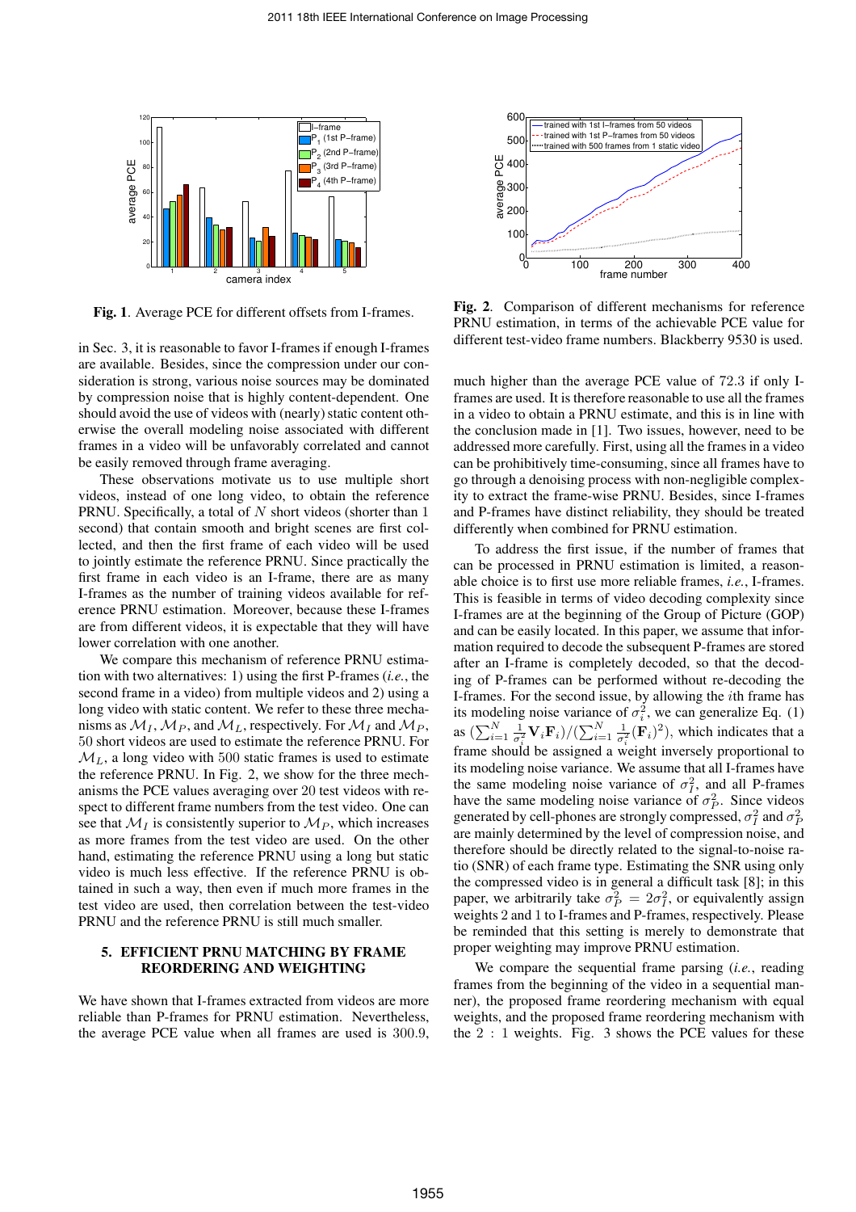**Fig. 1**. Average PCE for different offsets from I-frames.

**Fig. 2**. Comparison of different mechanisms for reference PRNU estimation, in terms of the achievable PCE value for different test-video frame numbers. Blackberry 9530 is used.

in Sec. 3, it is reasonable to favor I-frames if enough I-frames are available. Besides, since the compression under our consideration is strong, various noise sources may be dominated by compression noise that is highly content-dependent. One should avoid the use of videos with (nearly) static content otherwise the overall modeling noise associated with different frames in a video will be unfavorably correlated and cannot be easily removed through frame averaging.

These observations motivate us to use multiple short videos, instead of one long video, to obtain the reference PRNU. Specifically, a total of $N$ short videos (shorter than 1 second) that contain smooth and bright scenes are first collected, and then the first frame of each video will be used to jointly estimate the reference PRNU. Since practically the first frame in each video is an I-frame, there are as many I-frames as the number of training videos available for reference PRNU estimation. Moreover, because these I-frames are from different videos, it is expectable that they will have lower correlation with one another.

We compare this mechanism of reference PRNU estimation with two alternatives: 1) using the first P-frames (*i.e.*, the second frame in a video) from multiple videos and 2) using a long video with static content. We refer to these three mechanisms as $\mathcal{M}_I$, $\mathcal{M}_P$, and $\mathcal{M}_L$, respectively. For $\mathcal{M}_I$ and $\mathcal{M}_P$, 50 short videos are used to estimate the reference PRNU. For $\mathcal{M}_L$, a long video with 500 static frames is used to estimate the reference PRNU. In Fig. 2, we show for the three mechanisms the PCE values averaging over 20 test videos with respect to different frame numbers from the test video. One can see that $\mathcal{M}_I$ is consistently superior to $\mathcal{M}_P$, which increases as more frames from the test video are used. On the other hand, estimating the reference PRNU using a long but static video is much less effective. If the reference PRNU is obtained in such a way, then even if much more frames in the test video are used, then correlation between the test-video PRNU and the reference PRNU is still much smaller.

## 5. EFFICIENT PRNU MATCHING BY FRAME REORDERING AND WEIGHTING

We have shown that I-frames extracted from videos are more reliable than P-frames for PRNU estimation. Nevertheless, the average PCE value when all frames are used is 300.9, much higher than the average PCE value of 72.3 if only I-frames are used. It is therefore reasonable to use all the frames in a video to obtain a PRNU estimate, and this is in line with the conclusion made in [1]. Two issues, however, need to be addressed more carefully. First, using all the frames in a video can be prohibitively time-consuming, since all frames have to go through a denoising process with non-negligible complexity to extract the frame-wise PRNU. Besides, since I-frames and P-frames have distinct reliability, they should be treated differently when combined for PRNU estimation.

To address the first issue, if the number of frames that can be processed in PRNU estimation is limited, a reasonable choice is to first use more reliable frames, *i.e.*, I-frames. This is feasible in terms of video decoding complexity since I-frames are at the beginning of the Group of Picture (GOP) and can be easily located. In this paper, we assume that information required to decode the subsequent P-frames are stored after an I-frame is completely decoded, so that the decoding of P-frames can be performed without re-decoding the I-frames. For the second issue, by allowing the $i$th frame has its modeling noise variance of $\sigma_i^2$, we can generalize Eq. (1) as $(\sum_{i=1}^{N} \frac{1}{\sigma_i^2}\mathbf{V}_i\mathbf{F}_i)/(\sum_{i=1}^{N} \frac{1}{\sigma_i^2}(\mathbf{F}_i)^2)$, which indicates that a frame should be assigned a weight inversely proportional to its modeling noise variance. We assume that all I-frames have the same modeling noise variance of $\sigma_I^2$, and all P-frames have the same modeling noise variance of $\sigma_P^2$. Since videos generated by cell-phones are strongly compressed, $\sigma_I^2$ and $\sigma_P^2$ are mainly determined by the level of compression noise, and therefore should be directly related to the signal-to-noise ratio (SNR) of each frame type. Estimating the SNR using only the compressed video is in general a difficult task [8]; in this paper, we arbitrarily take $\sigma_P^2 = 2\sigma_I^2$, or equivalently assign weights 2 and 1 to I-frames and P-frames, respectively. Please be reminded that this setting is merely to demonstrate that proper weighting may improve PRNU estimation.

We compare the sequential frame parsing (*i.e.*, reading frames from the beginning of the video in a sequential manner), the proposed frame reordering mechanism with equal weights, and the proposed frame reordering mechanism with the 2 : 1 weights. Fig. 3 shows the PCE values for these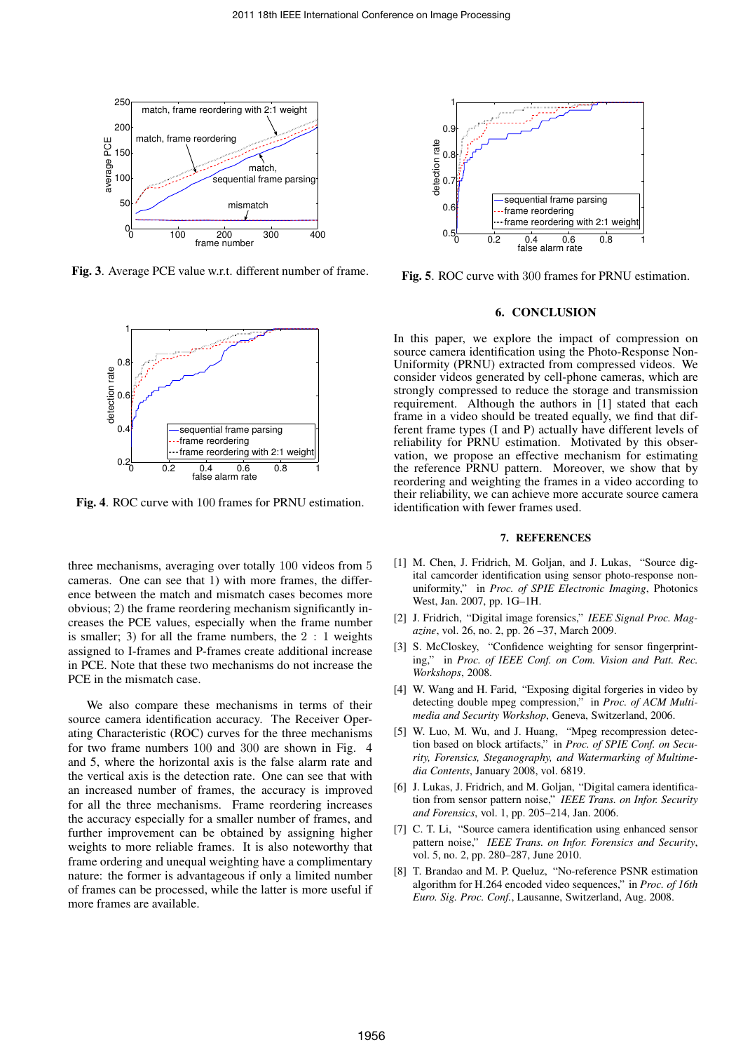average PCE

250

200

150

100

50

0

0 100 200 300 400

frame number

match, frame reordering with 2:1 weight

match, frame reordering

match, sequential frame parsing

mismatch

**Fig. 3**. Average PCE value w.r.t. different number of frame.

detection rate

1

0.8

0.6

0.4

0.2

0 0.2 0.4 0.6 0.8 1

false alarm rate

sequential frame parsing

frame reordering

frame reordering with 2:1 weight

**Fig. 4**. ROC curve with 100 frames for PRNU estimation.

three mechanisms, averaging over totally 100 videos from 5 cameras. One can see that 1) with more frames, the difference between the match and mismatch cases becomes more obvious; 2) the frame reordering mechanism significantly increases the PCE values, especially when the frame number is smaller; 3) for all the frame numbers, the $2:1$ weights assigned to I-frames and P-frames create additional increase in PCE. Note that these two mechanisms do not increase the PCE in the mismatch case.

We also compare these mechanisms in terms of their source camera identification accuracy. The Receiver Operating Characteristic (ROC) curves for the three mechanisms for two frame numbers 100 and 300 are shown in Fig. 4 and 5, where the horizontal axis is the false alarm rate and the vertical axis is the detection rate. One can see that with an increased number of frames, the accuracy is improved for all the three mechanisms. Frame reordering increases the accuracy especially for a smaller number of frames, and further improvement can be obtained by assigning higher weights to more reliable frames. It is also noteworthy that frame ordering and unequal weighting have a complimentary nature: the former is advantageous if only a limited number of frames can be processed, while the latter is more useful if more frames are available.

detection rate

1

0.9

0.8

0.7

0.6

0.5

0 0.2 0.4 0.6 0.8 1

false alarm rate

sequential frame parsing

frame reordering

frame reordering with 2:1 weight

**Fig. 5**. ROC curve with 300 frames for PRNU estimation.

## 6. CONCLUSION

In this paper, we explore the impact of compression on source camera identification using the Photo-Response Non-Uniformity (PRNU) extracted from compressed videos. We consider videos generated by cell-phone cameras, which are strongly compressed to reduce the storage and transmission requirement. Although the authors in [1] stated that each frame in a video should be treated equally, we find that different frame types (I and P) actually have different levels of reliability for PRNU estimation. Motivated by this observation, we propose an effective mechanism for estimating the reference PRNU pattern. Moreover, we show that by reordering and weighting the frames in a video according to their reliability, we can achieve more accurate source camera identification with fewer frames used.

## 7. REFERENCES

[1] M. Chen, J. Fridrich, M. Goljan, and J. Lukas, "Source digital camcorder identification using sensor photo-response nonuniformity," in *Proc. of SPIE Electronic Imaging*, Photonics West, Jan. 2007, pp. 1G–1H.

[2] J. Fridrich, "Digital image forensics," *IEEE Signal Proc. Magazine*, vol. 26, no. 2, pp. 26 –37, March 2009.

[3] S. McCloskey, "Confidence weighting for sensor fingerprinting," in *Proc. of IEEE Conf. on Com. Vision and Patt. Rec. Workshops*, 2008.

[4] W. Wang and H. Farid, "Exposing digital forgeries in video by detecting double mpeg compression," in *Proc. of ACM Multimedia and Security Workshop*, Geneva, Switzerland, 2006.

[5] W. Luo, M. Wu, and J. Huang, "Mpeg recompression detection based on block artifacts," in *Proc. of SPIE Conf. on Security, Forensics, Steganography, and Watermarking of Multimedia Contents*, January 2008, vol. 6819.

[6] J. Lukas, J. Fridrich, and M. Goljan, "Digital camera identification from sensor pattern noise," *IEEE Trans. on Infor. Security and Forensics*, vol. 1, pp. 205–214, Jan. 2006.

[7] C. T. Li, "Source camera identification using enhanced sensor pattern noise," *IEEE Trans. on Infor. Forensics and Security*, vol. 5, no. 2, pp. 280–287, June 2010.

[8] T. Brandao and M. P. Queluz, "No-reference PSNR estimation algorithm for H.264 encoded video sequences," in *Proc. of 16th Euro. Sig. Proc. Conf.*, Lausanne, Switzerland, Aug. 2008.